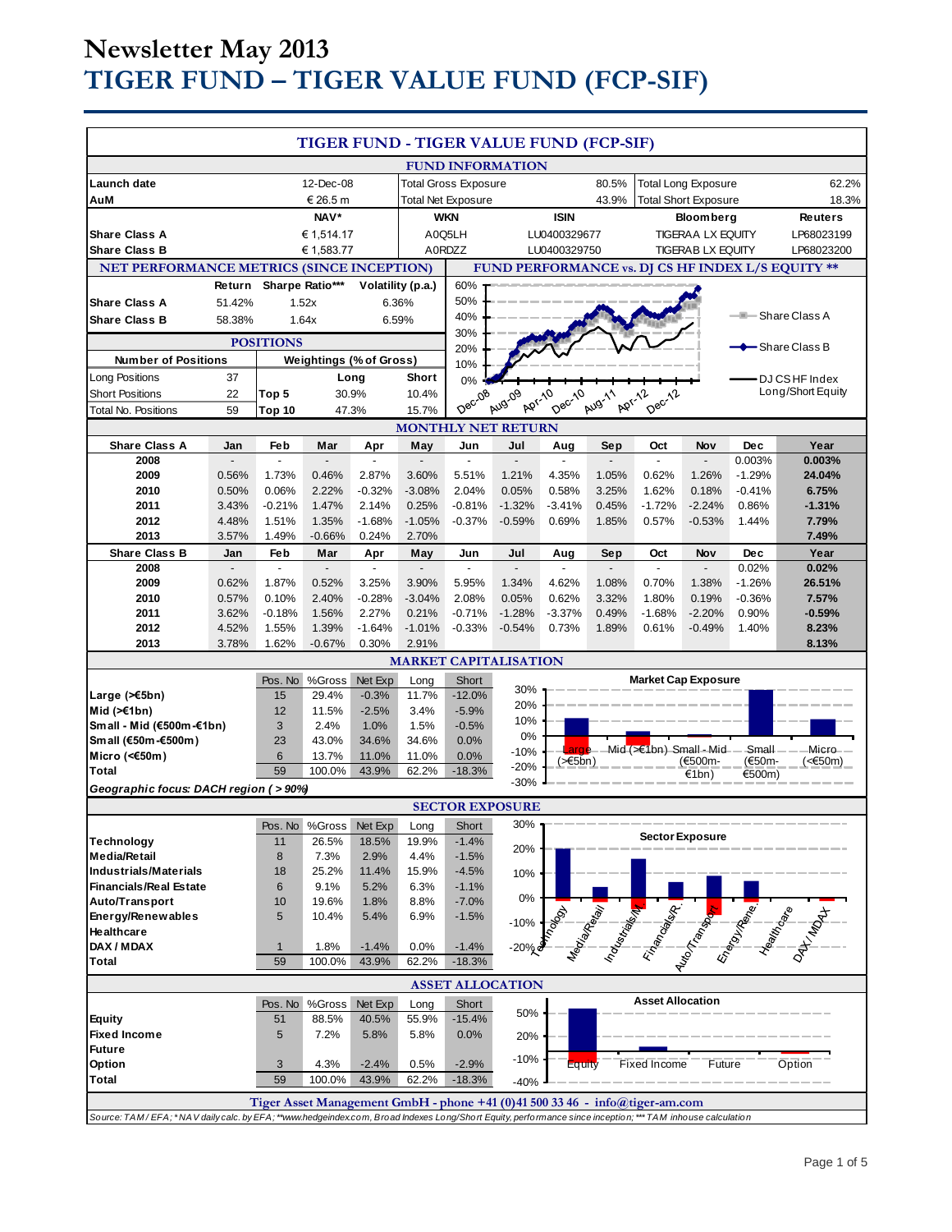# Newsletter May 2013

# TIGER FUND – TIGER VALUE FUND (FCP-SIF)

## TIGER FUND - TIGER VALUE FUND (FCP-SIF)

### FUND INFORMATION

| | | | | | |
|---|---|---|---|---|---|
| **Launch date** | 12-Dec-08 | Total Gross Exposure | 80.5% | Total Long Exposure | 62.2% |
| **AuM** | € 26.5 m | Total Net Exposure | 43.9% | Total Short Exposure | 18.3% |

| | NAV* | WKN | ISIN | Bloomberg | Reuters |
|---|---|---|---|---|---|
| **Share Class A** | € 1,514.17 | A0Q5LH | LU0400329677 | TIGERAA LX EQUITY | LP68023199 |
| **Share Class B** | € 1,583.77 | A0RDZZ | LU0400329750 | TIGERAB LX EQUITY | LP68023200 |

### NET PERFORMANCE METRICS (SINCE INCEPTION)

| | Return | Sharpe Ratio*** | Volatility (p.a.) |
|---|---|---|---|
| **Share Class A** | 51.42% | 1.52x | 6.36% |
| **Share Class B** | 58.38% | 1.64x | 6.59% |

### FUND PERFORMANCE vs. DJ CS HF INDEX L/S EQUITY **

Legend: Share Class A; Share Class B; DJ CS HF Index Long/Short Equity

### POSITIONS

| Number of Positions | | Weightings (% of Gross) | Long | Short |
|---|---|---|---|---|
| Long Positions | 37 | | | |
| Short Positions | 22 | Top 5 | 30.9% | 10.4% |
| Total No. Positions | 59 | Top 10 | 47.3% | 15.7% |

### MONTHLY NET RETURN

| Share Class A | Jan | Feb | Mar | Apr | May | Jun | Jul | Aug | Sep | Oct | Nov | Dec | Year |
|---|---|---|---|---|---|---|---|---|---|---|---|---|---|
| 2008 | - | - | - | - | - | - | - | - | - | - | - | 0.003% | **0.003%** |
| 2009 | 0.56% | 1.73% | 0.46% | 2.87% | 3.60% | 5.51% | 1.21% | 4.35% | 1.05% | 0.62% | 1.26% | -1.29% | **24.04%** |
| 2010 | 0.50% | 0.06% | 2.22% | -0.32% | -3.08% | 2.04% | 0.05% | 0.58% | 3.25% | 1.62% | 0.18% | -0.41% | **6.75%** |
| 2011 | 3.43% | -0.21% | 1.47% | 2.14% | 0.25% | -0.81% | -1.32% | -3.41% | 0.45% | -1.72% | -2.24% | 0.86% | **-1.31%** |
| 2012 | 4.48% | 1.51% | 1.35% | -1.68% | -1.05% | -0.37% | -0.59% | 0.69% | 1.85% | 0.57% | -0.53% | 1.44% | **7.79%** |
| 2013 | 3.57% | 1.49% | -0.66% | 0.24% | 2.70% | | | | | | | | **7.49%** |

| Share Class B | Jan | Feb | Mar | Apr | May | Jun | Jul | Aug | Sep | Oct | Nov | Dec | Year |
|---|---|---|---|---|---|---|---|---|---|---|---|---|---|
| 2008 | - | - | - | - | - | - | - | - | - | - | - | 0.02% | **0.02%** |
| 2009 | 0.62% | 1.87% | 0.52% | 3.25% | 3.90% | 5.95% | 1.34% | 4.62% | 1.08% | 0.70% | 1.38% | -1.26% | **26.51%** |
| 2010 | 0.57% | 0.10% | 2.40% | -0.28% | -3.04% | 2.08% | 0.05% | 0.62% | 3.32% | 1.80% | 0.19% | -0.36% | **7.57%** |
| 2011 | 3.62% | -0.18% | 1.56% | 2.27% | 0.21% | -0.71% | -1.28% | -3.37% | 0.49% | -1.68% | -2.20% | 0.90% | **-0.59%** |
| 2012 | 4.52% | 1.55% | 1.39% | -1.64% | -1.01% | -0.33% | -0.54% | 0.73% | 1.89% | 0.61% | -0.49% | 1.40% | **8.23%** |
| 2013 | 3.78% | 1.62% | -0.67% | 0.30% | 2.91% | | | | | | | | **8.13%** |

### MARKET CAPITALISATION

| | Pos. No | %Gross | Net Exp | Long | Short |
|---|---|---|---|---|---|
| **Large (>€5bn)** | 15 | 29.4% | -0.3% | 11.7% | -12.0% |
| **Mid (>€1bn)** | 12 | 11.5% | -2.5% | 3.4% | -5.9% |
| **Small - Mid (€500m-€1bn)** | 3 | 2.4% | 1.0% | 1.5% | -0.5% |
| **Small (€50m-€500m)** | 23 | 43.0% | 34.6% | 34.6% | 0.0% |
| **Micro (<€50m)** | 6 | 13.7% | 11.0% | 11.0% | 0.0% |
| **Total** | 59 | 100.0% | 43.9% | 62.2% | -18.3% |

*Geographic focus: DACH region ( > 90%)*

### SECTOR EXPOSURE

| | Pos. No | %Gross | Net Exp | Long | Short |
|---|---|---|---|---|---|
| **Technology** | 11 | 26.5% | 18.5% | 19.9% | -1.4% |
| **Media/Retail** | 8 | 7.3% | 2.9% | 4.4% | -1.5% |
| **Industrials/Materials** | 18 | 25.2% | 11.4% | 15.9% | -4.5% |
| **Financials/Real Estate** | 6 | 9.1% | 5.2% | 6.3% | -1.1% |
| **Auto/Transport** | 10 | 19.6% | 1.8% | 8.8% | -7.0% |
| **Energy/Renewables** | 5 | 10.4% | 5.4% | 6.9% | -1.5% |
| **Healthcare** | | | | | |
| **DAX / MDAX** | 1 | 1.8% | -1.4% | 0.0% | -1.4% |
| **Total** | 59 | 100.0% | 43.9% | 62.2% | -18.3% |

### ASSET ALLOCATION

| | Pos. No | %Gross | Net Exp | Long | Short |
|---|---|---|---|---|---|
| **Equity** | 51 | 88.5% | 40.5% | 55.9% | -15.4% |
| **Fixed Income** | 5 | 7.2% | 5.8% | 5.8% | 0.0% |
| **Future** | | | | | |
| **Option** | 3 | 4.3% | -2.4% | 0.5% | -2.9% |
| **Total** | 59 | 100.0% | 43.9% | 62.2% | -18.3% |

**Tiger Asset Management GmbH - phone +41 (0)41 500 33 46 - info@tiger-am.com**

*Source: TAM / EFA; * NAV daily calc. by EFA; **www.hedgeindex.com, Broad Indexes Long/Short Equity, performance since inception; *** TAM inhouse calculation*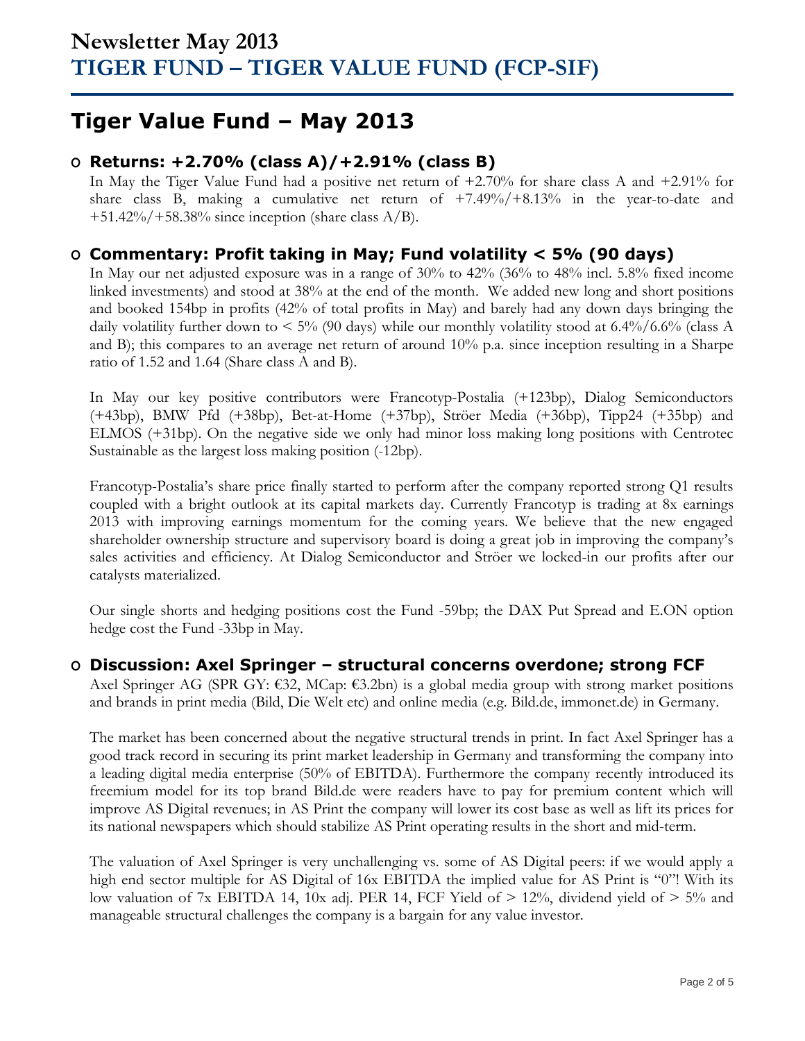# Newsletter May 2013
# TIGER FUND – TIGER VALUE FUND (FCP-SIF)

## Tiger Value Fund – May 2013

### o Returns: +2.70% (class A)/+2.91% (class B)

In May the Tiger Value Fund had a positive net return of +2.70% for share class A and +2.91% for share class B, making a cumulative net return of +7.49%/+8.13% in the year-to-date and +51.42%/+58.38% since inception (share class A/B).

### o Commentary: Profit taking in May; Fund volatility < 5% (90 days)

In May our net adjusted exposure was in a range of 30% to 42% (36% to 48% incl. 5.8% fixed income linked investments) and stood at 38% at the end of the month. We added new long and short positions and booked 154bp in profits (42% of total profits in May) and barely had any down days bringing the daily volatility further down to < 5% (90 days) while our monthly volatility stood at 6.4%/6.6% (class A and B); this compares to an average net return of around 10% p.a. since inception resulting in a Sharpe ratio of 1.52 and 1.64 (Share class A and B).

In May our key positive contributors were Francotyp-Postalia (+123bp), Dialog Semiconductors (+43bp), BMW Pfd (+38bp), Bet-at-Home (+37bp), Ströer Media (+36bp), Tipp24 (+35bp) and ELMOS (+31bp). On the negative side we only had minor loss making long positions with Centrotec Sustainable as the largest loss making position (-12bp).

Francotyp-Postalia's share price finally started to perform after the company reported strong Q1 results coupled with a bright outlook at its capital markets day. Currently Francotyp is trading at 8x earnings 2013 with improving earnings momentum for the coming years. We believe that the new engaged shareholder ownership structure and supervisory board is doing a great job in improving the company's sales activities and efficiency. At Dialog Semiconductor and Ströer we locked-in our profits after our catalysts materialized.

Our single shorts and hedging positions cost the Fund -59bp; the DAX Put Spread and E.ON option hedge cost the Fund -33bp in May.

### o Discussion: Axel Springer – structural concerns overdone; strong FCF

Axel Springer AG (SPR GY: €32, MCap: €3.2bn) is a global media group with strong market positions and brands in print media (Bild, Die Welt etc) and online media (e.g. Bild.de, immonet.de) in Germany.

The market has been concerned about the negative structural trends in print. In fact Axel Springer has a good track record in securing its print market leadership in Germany and transforming the company into a leading digital media enterprise (50% of EBITDA). Furthermore the company recently introduced its freemium model for its top brand Bild.de were readers have to pay for premium content which will improve AS Digital revenues; in AS Print the company will lower its cost base as well as lift its prices for its national newspapers which should stabilize AS Print operating results in the short and mid-term.

The valuation of Axel Springer is very unchallenging vs. some of AS Digital peers: if we would apply a high end sector multiple for AS Digital of 16x EBITDA the implied value for AS Print is "0"! With its low valuation of 7x EBITDA 14, 10x adj. PER 14, FCF Yield of > 12%, dividend yield of > 5% and manageable structural challenges the company is a bargain for any value investor.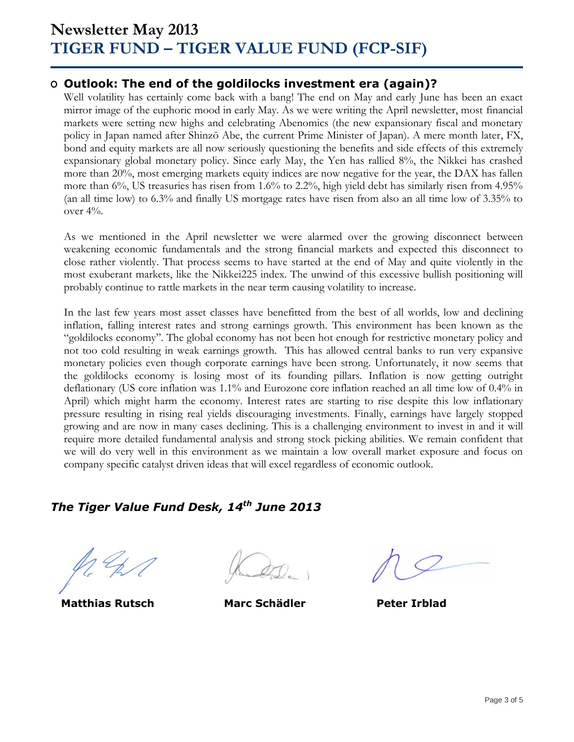# Newsletter May 2013
# TIGER FUND – TIGER VALUE FUND (FCP-SIF)

## Outlook: The end of the goldilocks investment era (again)?

Well volatility has certainly come back with a bang! The end on May and early June has been an exact mirror image of the euphoric mood in early May. As we were writing the April newsletter, most financial markets were setting new highs and celebrating Abenomics (the new expansionary fiscal and monetary policy in Japan named after Shinzō Abe, the current Prime Minister of Japan). A mere month later, FX, bond and equity markets are all now seriously questioning the benefits and side effects of this extremely expansionary global monetary policy. Since early May, the Yen has rallied 8%, the Nikkei has crashed more than 20%, most emerging markets equity indices are now negative for the year, the DAX has fallen more than 6%, US treasuries has risen from 1.6% to 2.2%, high yield debt has similarly risen from 4.95% (an all time low) to 6.3% and finally US mortgage rates have risen from also an all time low of 3.35% to over 4%.

As we mentioned in the April newsletter we were alarmed over the growing disconnect between weakening economic fundamentals and the strong financial markets and expected this disconnect to close rather violently. That process seems to have started at the end of May and quite violently in the most exuberant markets, like the Nikkei225 index. The unwind of this excessive bullish positioning will probably continue to rattle markets in the near term causing volatility to increase.

In the last few years most asset classes have benefitted from the best of all worlds, low and declining inflation, falling interest rates and strong earnings growth. This environment has been known as the "goldilocks economy". The global economy has not been hot enough for restrictive monetary policy and not too cold resulting in weak earnings growth. This has allowed central banks to run very expansive monetary policies even though corporate earnings have been strong. Unfortunately, it now seems that the goldilocks economy is losing most of its founding pillars. Inflation is now getting outright deflationary (US core inflation was 1.1% and Eurozone core inflation reached an all time low of 0.4% in April) which might harm the economy. Interest rates are starting to rise despite this low inflationary pressure resulting in rising real yields discouraging investments. Finally, earnings have largely stopped growing and are now in many cases declining. This is a challenging environment to invest in and it will require more detailed fundamental analysis and strong stock picking abilities. We remain confident that we will do very well in this environment as we maintain a low overall market exposure and focus on company specific catalyst driven ideas that will excel regardless of economic outlook.

***The Tiger Value Fund Desk, 14th June 2013***

**Matthias Rutsch** **Marc Schädler** **Peter Irblad**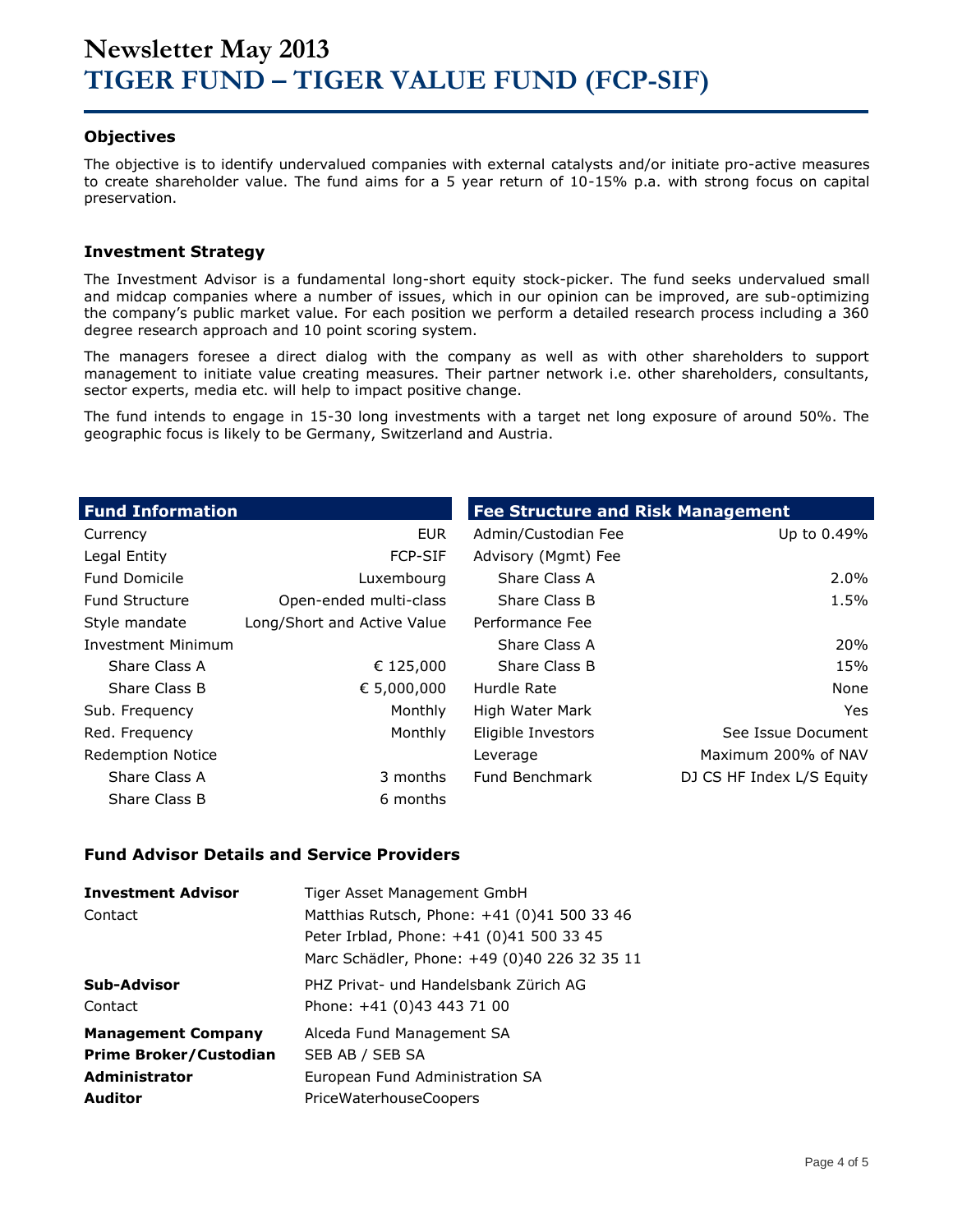# Newsletter May 2013
# TIGER FUND – TIGER VALUE FUND (FCP-SIF)

### Objectives

The objective is to identify undervalued companies with external catalysts and/or initiate pro-active measures to create shareholder value. The fund aims for a 5 year return of 10-15% p.a. with strong focus on capital preservation.

### Investment Strategy

The Investment Advisor is a fundamental long-short equity stock-picker. The fund seeks undervalued small and midcap companies where a number of issues, which in our opinion can be improved, are sub-optimizing the company's public market value. For each position we perform a detailed research process including a 360 degree research approach and 10 point scoring system.

The managers foresee a direct dialog with the company as well as with other shareholders to support management to initiate value creating measures. Their partner network i.e. other shareholders, consultants, sector experts, media etc. will help to impact positive change.

The fund intends to engage in 15-30 long investments with a target net long exposure of around 50%. The geographic focus is likely to be Germany, Switzerland and Austria.

| Fund Information | |
|---|---|
| Currency | EUR |
| Legal Entity | FCP-SIF |
| Fund Domicile | Luxembourg |
| Fund Structure | Open-ended multi-class |
| Style mandate | Long/Short and Active Value |
| Investment Minimum | |
| Share Class A | € 125,000 |
| Share Class B | € 5,000,000 |
| Sub. Frequency | Monthly |
| Red. Frequency | Monthly |
| Redemption Notice | |
| Share Class A | 3 months |
| Share Class B | 6 months |

| Fee Structure and Risk Management | |
|---|---|
| Admin/Custodian Fee | Up to 0.49% |
| Advisory (Mgmt) Fee | |
| Share Class A | 2.0% |
| Share Class B | 1.5% |
| Performance Fee | |
| Share Class A | 20% |
| Share Class B | 15% |
| Hurdle Rate | None |
| High Water Mark | Yes |
| Eligible Investors | See Issue Document |
| Leverage | Maximum 200% of NAV |
| Fund Benchmark | DJ CS HF Index L/S Equity |

### Fund Advisor Details and Service Providers

| | |
|---|---|
| **Investment Advisor** | Tiger Asset Management GmbH |
| Contact | Matthias Rutsch, Phone: +41 (0)41 500 33 46 |
| | Peter Irblad, Phone: +41 (0)41 500 33 45 |
| | Marc Schädler, Phone: +49 (0)40 226 32 35 11 |
| **Sub-Advisor** | PHZ Privat- und Handelsbank Zürich AG |
| Contact | Phone: +41 (0)43 443 71 00 |
| **Management Company** | Alceda Fund Management SA |
| **Prime Broker/Custodian** | SEB AB / SEB SA |
| **Administrator** | European Fund Administration SA |
| **Auditor** | PriceWaterhouseCoopers |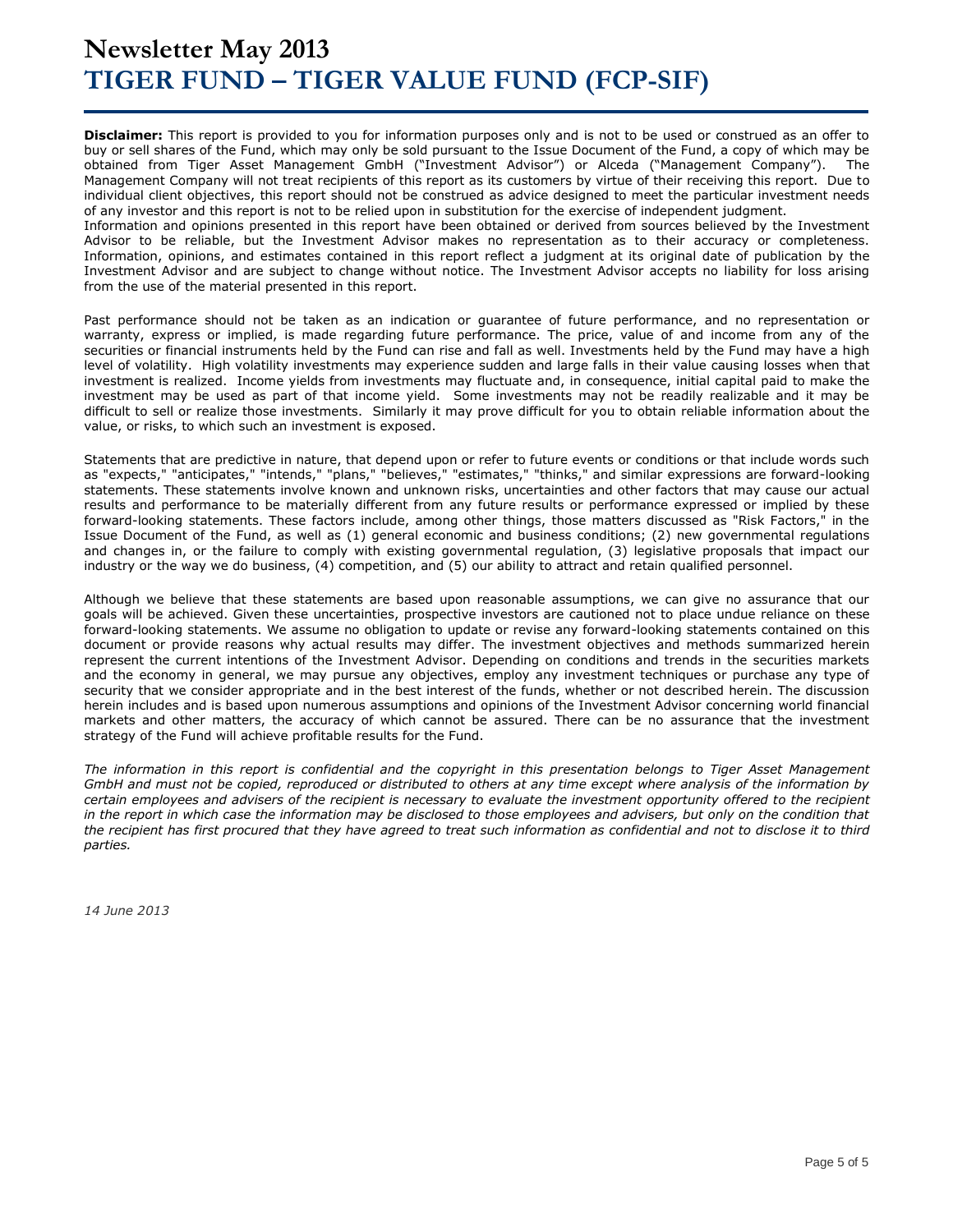# Newsletter May 2013
# TIGER FUND – TIGER VALUE FUND (FCP-SIF)

**Disclaimer:** This report is provided to you for information purposes only and is not to be used or construed as an offer to buy or sell shares of the Fund, which may only be sold pursuant to the Issue Document of the Fund, a copy of which may be obtained from Tiger Asset Management GmbH ("Investment Advisor") or Alceda ("Management Company"). The Management Company will not treat recipients of this report as its customers by virtue of their receiving this report. Due to individual client objectives, this report should not be construed as advice designed to meet the particular investment needs of any investor and this report is not to be relied upon in substitution for the exercise of independent judgment.
Information and opinions presented in this report have been obtained or derived from sources believed by the Investment Advisor to be reliable, but the Investment Advisor makes no representation as to their accuracy or completeness. Information, opinions, and estimates contained in this report reflect a judgment at its original date of publication by the Investment Advisor and are subject to change without notice. The Investment Advisor accepts no liability for loss arising from the use of the material presented in this report.

Past performance should not be taken as an indication or guarantee of future performance, and no representation or warranty, express or implied, is made regarding future performance. The price, value of and income from any of the securities or financial instruments held by the Fund can rise and fall as well. Investments held by the Fund may have a high level of volatility. High volatility investments may experience sudden and large falls in their value causing losses when that investment is realized. Income yields from investments may fluctuate and, in consequence, initial capital paid to make the investment may be used as part of that income yield. Some investments may not be readily realizable and it may be difficult to sell or realize those investments. Similarly it may prove difficult for you to obtain reliable information about the value, or risks, to which such an investment is exposed.

Statements that are predictive in nature, that depend upon or refer to future events or conditions or that include words such as "expects," "anticipates," "intends," "plans," "believes," "estimates," "thinks," and similar expressions are forward-looking statements. These statements involve known and unknown risks, uncertainties and other factors that may cause our actual results and performance to be materially different from any future results or performance expressed or implied by these forward-looking statements. These factors include, among other things, those matters discussed as "Risk Factors," in the Issue Document of the Fund, as well as (1) general economic and business conditions; (2) new governmental regulations and changes in, or the failure to comply with existing governmental regulation, (3) legislative proposals that impact our industry or the way we do business, (4) competition, and (5) our ability to attract and retain qualified personnel.

Although we believe that these statements are based upon reasonable assumptions, we can give no assurance that our goals will be achieved. Given these uncertainties, prospective investors are cautioned not to place undue reliance on these forward-looking statements. We assume no obligation to update or revise any forward-looking statements contained on this document or provide reasons why actual results may differ. The investment objectives and methods summarized herein represent the current intentions of the Investment Advisor. Depending on conditions and trends in the securities markets and the economy in general, we may pursue any objectives, employ any investment techniques or purchase any type of security that we consider appropriate and in the best interest of the funds, whether or not described herein. The discussion herein includes and is based upon numerous assumptions and opinions of the Investment Advisor concerning world financial markets and other matters, the accuracy of which cannot be assured. There can be no assurance that the investment strategy of the Fund will achieve profitable results for the Fund.

*The information in this report is confidential and the copyright in this presentation belongs to Tiger Asset Management GmbH and must not be copied, reproduced or distributed to others at any time except where analysis of the information by certain employees and advisers of the recipient is necessary to evaluate the investment opportunity offered to the recipient in the report in which case the information may be disclosed to those employees and advisers, but only on the condition that the recipient has first procured that they have agreed to treat such information as confidential and not to disclose it to third parties.*

*14 June 2013*